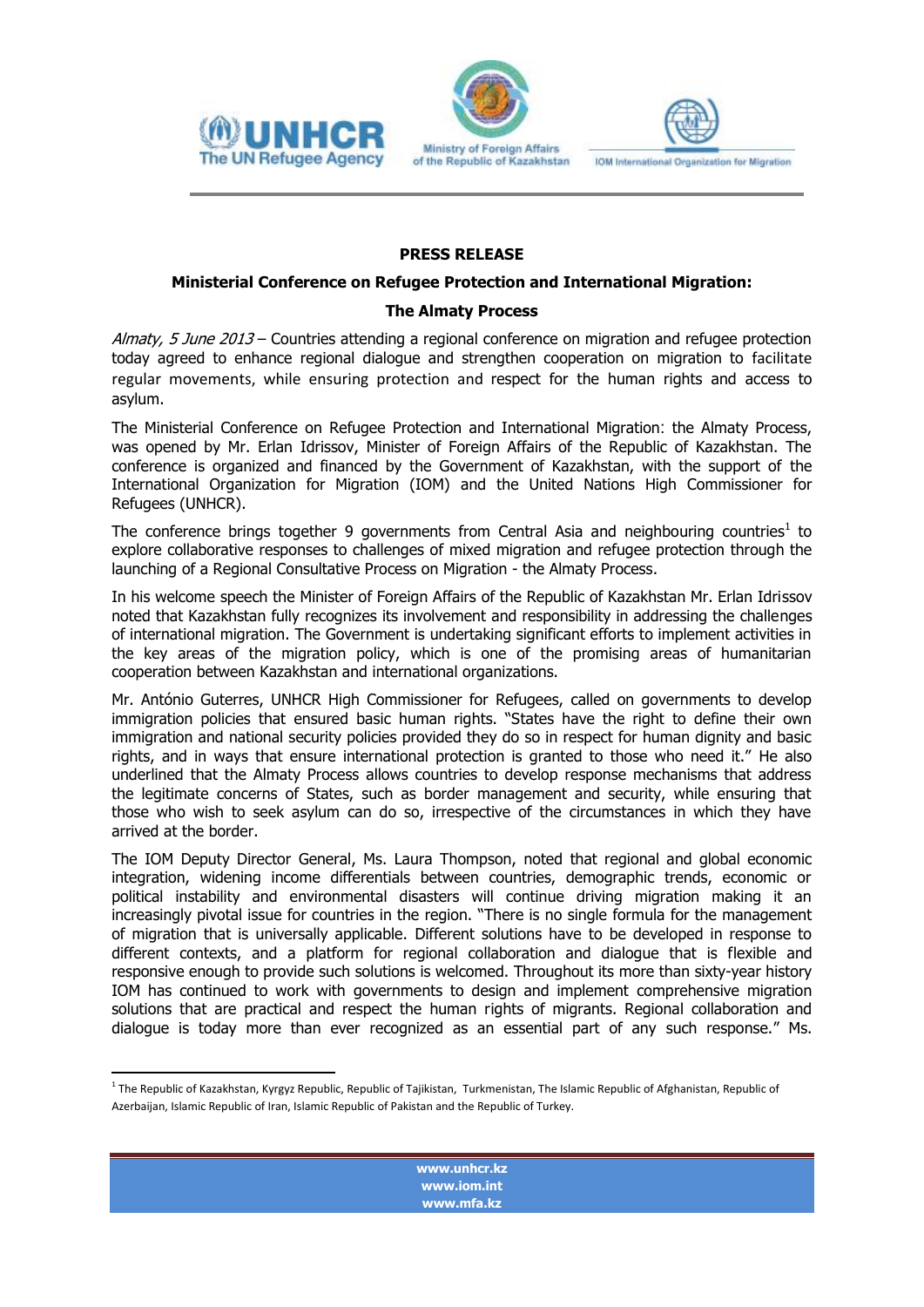**PRESS RELEASE**

**Ministerial Conference on Refugee Protection and International Migration:**

**The Almaty Process**

*Almaty, 5 June 2013* – Countries attending a regional conference on migration and refugee protection today agreed to enhance regional dialogue and strengthen cooperation on migration to facilitate regular movements, while ensuring protection and respect for the human rights and access to asylum.

The Ministerial Conference on Refugee Protection and International Migration: the Almaty Process, was opened by Mr. Erlan Idrissov, Minister of Foreign Affairs of the Republic of Kazakhstan. The conference is organized and financed by the Government of Kazakhstan, with the support of the International Organization for Migration (IOM) and the United Nations High Commissioner for Refugees (UNHCR).

The conference brings together 9 governments from Central Asia and neighbouring countries[1] to explore collaborative responses to challenges of mixed migration and refugee protection through the launching of a Regional Consultative Process on Migration - the Almaty Process.

In his welcome speech the Minister of Foreign Affairs of the Republic of Kazakhstan Mr. Erlan Idrissov noted that Kazakhstan fully recognizes its involvement and responsibility in addressing the challenges of international migration. The Government is undertaking significant efforts to implement activities in the key areas of the migration policy, which is one of the promising areas of humanitarian cooperation between Kazakhstan and international organizations.

Mr. António Guterres, UNHCR High Commissioner for Refugees, called on governments to develop immigration policies that ensured basic human rights. "States have the right to define their own immigration and national security policies provided they do so in respect for human dignity and basic rights, and in ways that ensure international protection is granted to those who need it." He also underlined that the Almaty Process allows countries to develop response mechanisms that address the legitimate concerns of States, such as border management and security, while ensuring that those who wish to seek asylum can do so, irrespective of the circumstances in which they have arrived at the border.

The IOM Deputy Director General, Ms. Laura Thompson, noted that regional and global economic integration, widening income differentials between countries, demographic trends, economic or political instability and environmental disasters will continue driving migration making it an increasingly pivotal issue for countries in the region. "There is no single formula for the management of migration that is universally applicable. Different solutions have to be developed in response to different contexts, and a platform for regional collaboration and dialogue that is flexible and responsive enough to provide such solutions is welcomed. Throughout its more than sixty-year history IOM has continued to work with governments to design and implement comprehensive migration solutions that are practical and respect the human rights of migrants. Regional collaboration and dialogue is today more than ever recognized as an essential part of any such response." Ms.

[1] The Republic of Kazakhstan, Kyrgyz Republic, Republic of Tajikistan, Turkmenistan, The Islamic Republic of Afghanistan, Republic of Azerbaijan, Islamic Republic of Iran, Islamic Republic of Pakistan and the Republic of Turkey.

**www.unhcr.kz**
**www.iom.int**
**www.mfa.kz**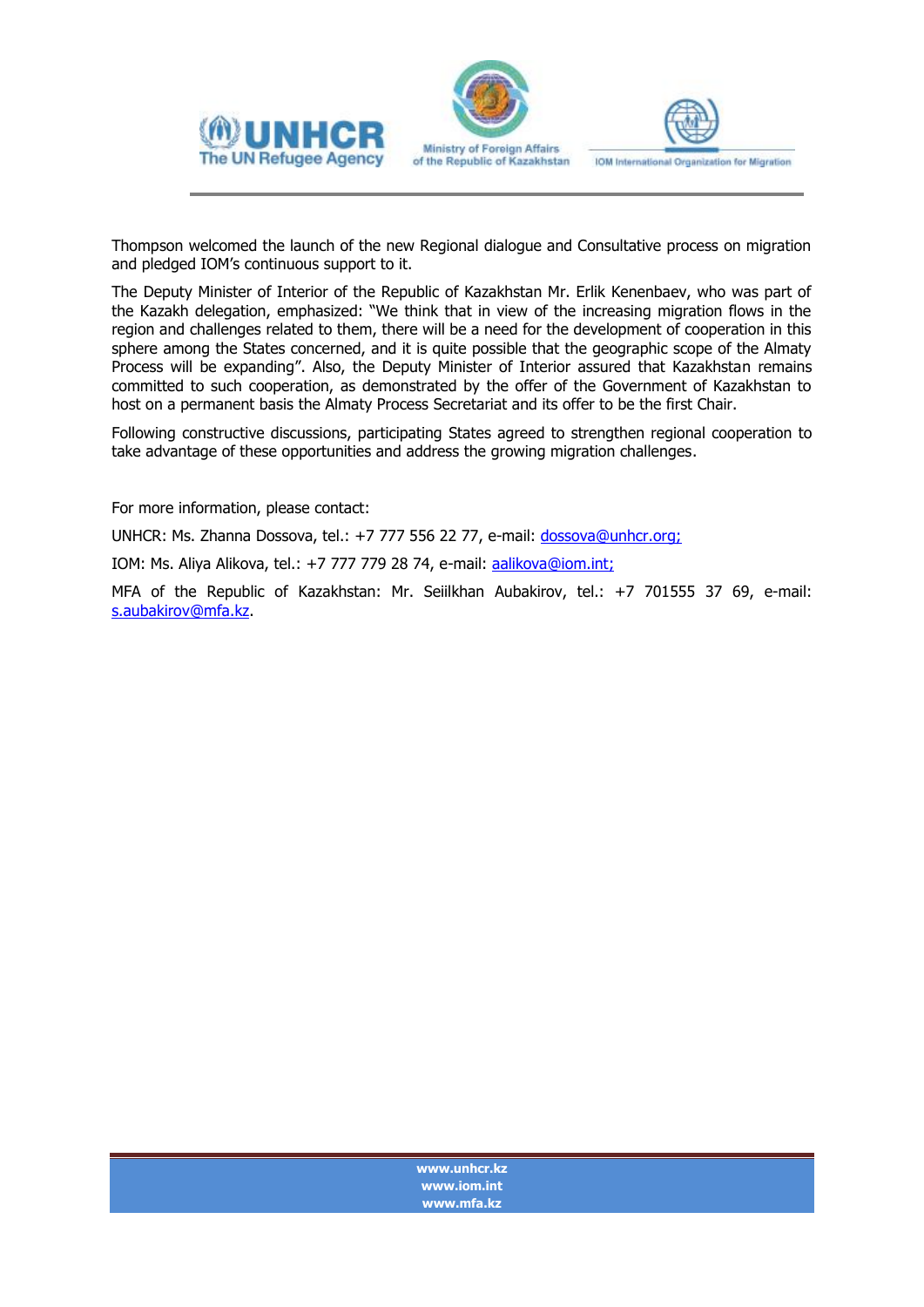Thompson welcomed the launch of the new Regional dialogue and Consultative process on migration and pledged IOM's continuous support to it.

The Deputy Minister of Interior of the Republic of Kazakhstan Mr. Erlik Kenenbaev, who was part of the Kazakh delegation, emphasized: "We think that in view of the increasing migration flows in the region and challenges related to them, there will be a need for the development of cooperation in this sphere among the States concerned, and it is quite possible that the geographic scope of the Almaty Process will be expanding". Also, the Deputy Minister of Interior assured that Kazakhstan remains committed to such cooperation, as demonstrated by the offer of the Government of Kazakhstan to host on a permanent basis the Almaty Process Secretariat and its offer to be the first Chair.

Following constructive discussions, participating States agreed to strengthen regional cooperation to take advantage of these opportunities and address the growing migration challenges.

For more information, please contact:

UNHCR: Ms. Zhanna Dossova, tel.: +7 777 556 22 77, e-mail: dossova@unhcr.org;

IOM: Ms. Aliya Alikova, tel.: +7 777 779 28 74, e-mail: aalikova@iom.int;

MFA of the Republic of Kazakhstan: Mr. Seiilkhan Aubakirov, tel.: +7 701555 37 69, e-mail: s.aubakirov@mfa.kz.